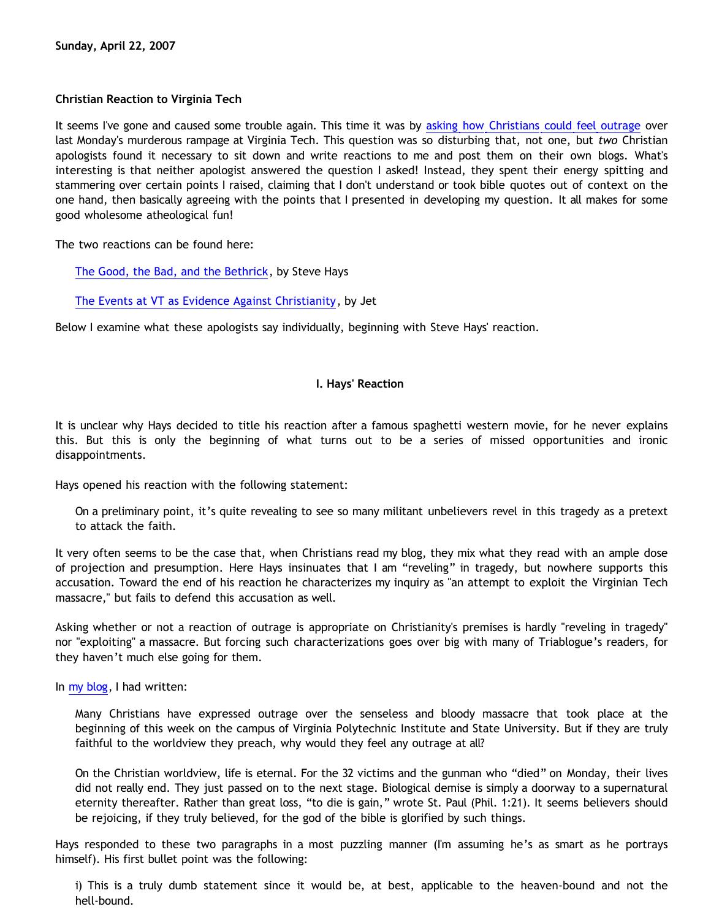**Sunday, April 22, 2007**

### Christian Reaction to Virginia Tech

It seems I've gone and caused some trouble again. This time it was by asking how Christians could feel outrage over last Monday's murderous rampage at Virginia Tech. This question was so disturbing that, not one, but *two* Christian apologists found it necessary to sit down and write reactions to me and post them on their own blogs. What's interesting is that neither apologist answered the question I asked! Instead, they spent their energy spitting and stammering over certain points I raised, claiming that I don't understand or took bible quotes out of context on the one hand, then basically agreeing with the points that I presented in developing my question. It all makes for some good wholesome atheological fun!

The two reactions can be found here:

> The Good, the Bad, and the Bethrick, by Steve Hays
>
> The Events at VT as Evidence Against Christianity, by Jet

Below I examine what these apologists say individually, beginning with Steve Hays' reaction.

#### I. Hays' Reaction

It is unclear why Hays decided to title his reaction after a famous spaghetti western movie, for he never explains this. But this is only the beginning of what turns out to be a series of missed opportunities and ironic disappointments.

Hays opened his reaction with the following statement:

> On a preliminary point, it's quite revealing to see so many militant unbelievers revel in this tragedy as a pretext to attack the faith.

It very often seems to be the case that, when Christians read my blog, they mix what they read with an ample dose of projection and presumption. Here Hays insinuates that I am "reveling" in tragedy, but nowhere supports this accusation. Toward the end of his reaction he characterizes my inquiry as "an attempt to exploit the Virginian Tech massacre," but fails to defend this accusation as well.

Asking whether or not a reaction of outrage is appropriate on Christianity's premises is hardly "reveling in tragedy" nor "exploiting" a massacre. But forcing such characterizations goes over big with many of Triablogue's readers, for they haven't much else going for them.

In my blog, I had written:

> Many Christians have expressed outrage over the senseless and bloody massacre that took place at the beginning of this week on the campus of Virginia Polytechnic Institute and State University. But if they are truly faithful to the worldview they preach, why would they feel any outrage at all?
>
> On the Christian worldview, life is eternal. For the 32 victims and the gunman who "died" on Monday, their lives did not really end. They just passed on to the next stage. Biological demise is simply a doorway to a supernatural eternity thereafter. Rather than great loss, "to die is gain," wrote St. Paul (Phil. 1:21). It seems believers should be rejoicing, if they truly believed, for the god of the bible is glorified by such things.

Hays responded to these two paragraphs in a most puzzling manner (I'm assuming he's as smart as he portrays himself). His first bullet point was the following:

> i) This is a truly dumb statement since it would be, at best, applicable to the heaven-bound and not the hell-bound.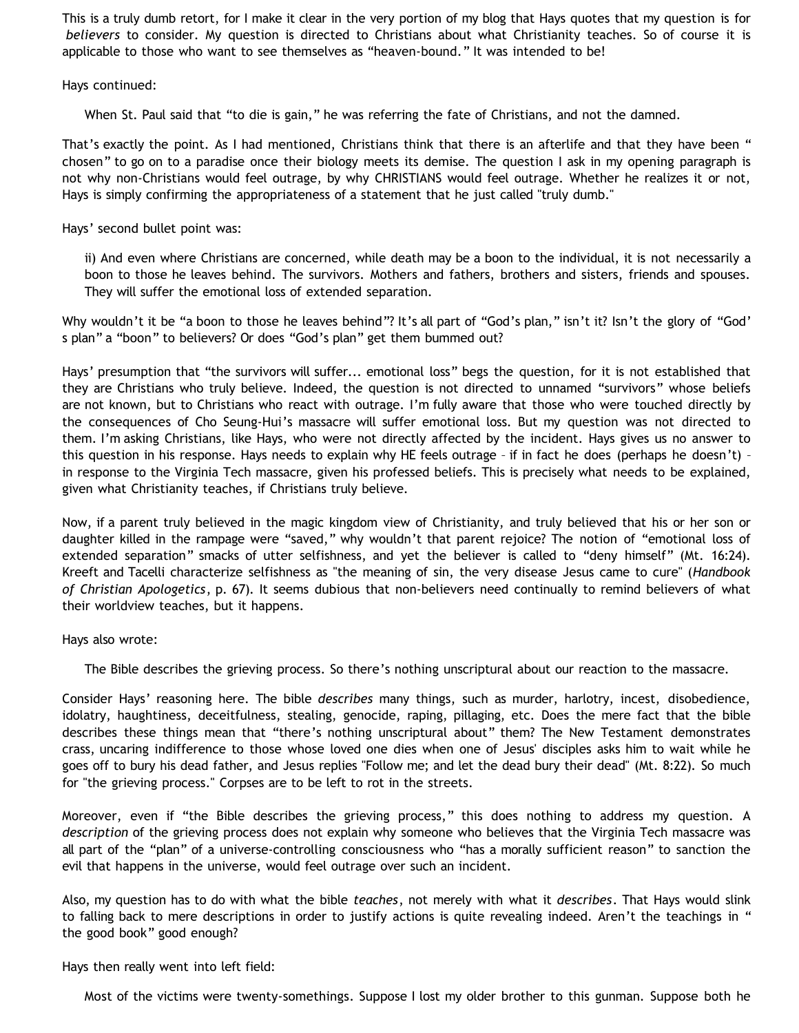This is a truly dumb retort, for I make it clear in the very portion of my blog that Hays quotes that my question is for *believers* to consider. My question is directed to Christians about what Christianity teaches. So of course it is applicable to those who want to see themselves as "heaven-bound." It was intended to be!

Hays continued:

> When St. Paul said that "to die is gain," he was referring the fate of Christians, and not the damned.

That's exactly the point. As I had mentioned, Christians think that there is an afterlife and that they have been "chosen" to go on to a paradise once their biology meets its demise. The question I ask in my opening paragraph is not why non-Christians would feel outrage, by why CHRISTIANS would feel outrage. Whether he realizes it or not, Hays is simply confirming the appropriateness of a statement that he just called "truly dumb."

Hays' second bullet point was:

> ii) And even where Christians are concerned, while death may be a boon to the individual, it is not necessarily a boon to those he leaves behind. The survivors. Mothers and fathers, brothers and sisters, friends and spouses. They will suffer the emotional loss of extended separation.

Why wouldn't it be "a boon to those he leaves behind"? It's all part of "God's plan," isn't it? Isn't the glory of "God's plan" a "boon" to believers? Or does "God's plan" get them bummed out?

Hays' presumption that "the survivors will suffer... emotional loss" begs the question, for it is not established that they are Christians who truly believe. Indeed, the question is not directed to unnamed "survivors" whose beliefs are not known, but to Christians who react with outrage. I'm fully aware that those who were touched directly by the consequences of Cho Seung-Hui's massacre will suffer emotional loss. But my question was not directed to them. I'm asking Christians, like Hays, who were not directly affected by the incident. Hays gives us no answer to this question in his response. Hays needs to explain why HE feels outrage – if in fact he does (perhaps he doesn't) – in response to the Virginia Tech massacre, given his professed beliefs. This is precisely what needs to be explained, given what Christianity teaches, if Christians truly believe.

Now, if a parent truly believed in the magic kingdom view of Christianity, and truly believed that his or her son or daughter killed in the rampage were "saved," why wouldn't that parent rejoice? The notion of "emotional loss of extended separation" smacks of utter selfishness, and yet the believer is called to "deny himself" (Mt. 16:24). Kreeft and Tacelli characterize selfishness as "the meaning of sin, the very disease Jesus came to cure" (*Handbook of Christian Apologetics*, p. 67). It seems dubious that non-believers need continually to remind believers of what their worldview teaches, but it happens.

Hays also wrote:

> The Bible describes the grieving process. So there's nothing unscriptural about our reaction to the massacre.

Consider Hays' reasoning here. The bible *describes* many things, such as murder, harlotry, incest, disobedience, idolatry, haughtiness, deceitfulness, stealing, genocide, raping, pillaging, etc. Does the mere fact that the bible describes these things mean that "there's nothing unscriptural about" them? The New Testament demonstrates crass, uncaring indifference to those whose loved one dies when one of Jesus' disciples asks him to wait while he goes off to bury his dead father, and Jesus replies "Follow me; and let the dead bury their dead" (Mt. 8:22). So much for "the grieving process." Corpses are to be left to rot in the streets.

Moreover, even if "the Bible describes the grieving process," this does nothing to address my question. A *description* of the grieving process does not explain why someone who believes that the Virginia Tech massacre was all part of the "plan" of a universe-controlling consciousness who "has a morally sufficient reason" to sanction the evil that happens in the universe, would feel outrage over such an incident.

Also, my question has to do with what the bible *teaches*, not merely with what it *describes*. That Hays would slink to falling back to mere descriptions in order to justify actions is quite revealing indeed. Aren't the teachings in "the good book" good enough?

Hays then really went into left field:

> Most of the victims were twenty-somethings. Suppose I lost my older brother to this gunman. Suppose both he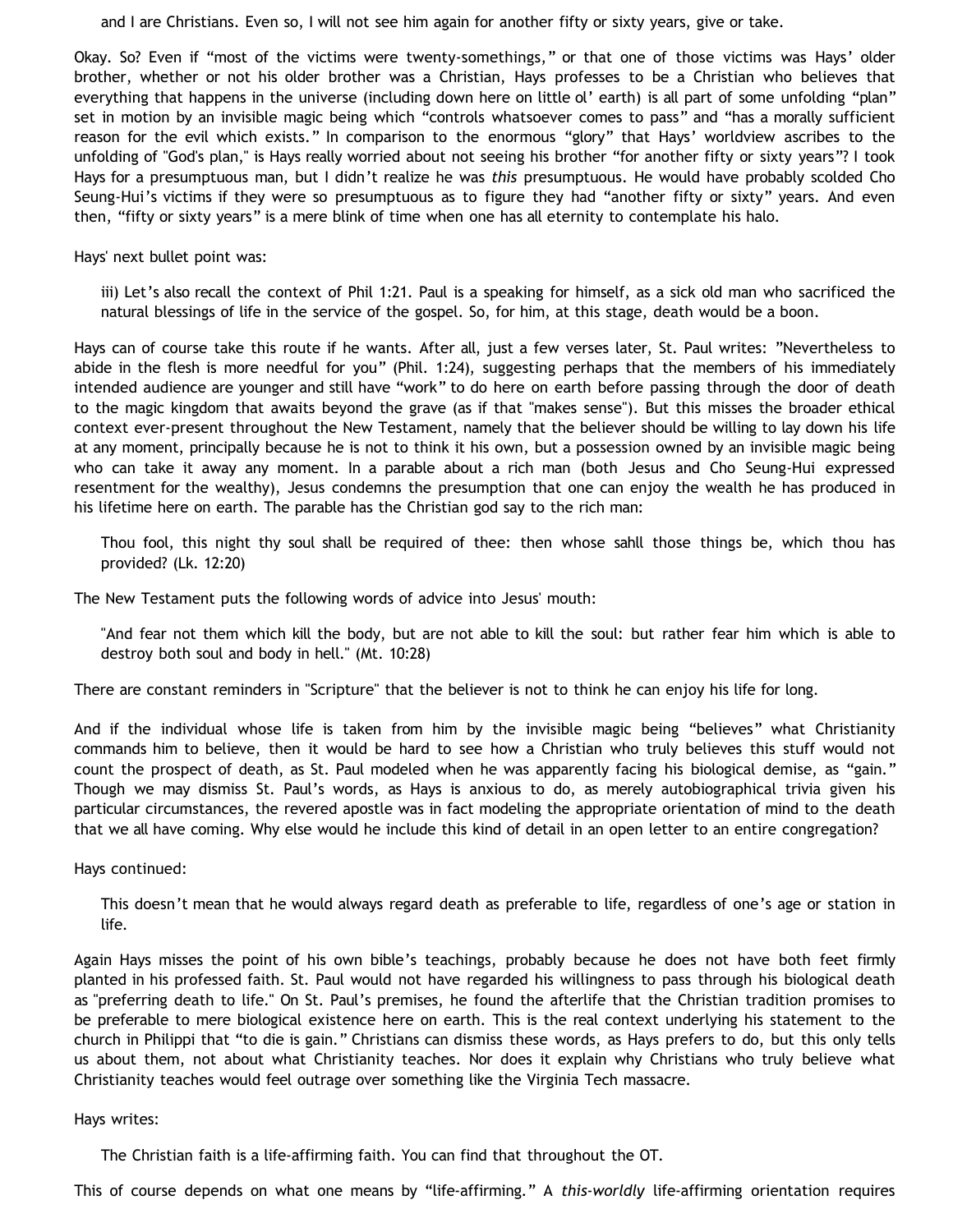and I are Christians. Even so, I will not see him again for another fifty or sixty years, give or take.

Okay. So? Even if "most of the victims were twenty-somethings," or that one of those victims was Hays' older brother, whether or not his older brother was a Christian, Hays professes to be a Christian who believes that everything that happens in the universe (including down here on little ol' earth) is all part of some unfolding "plan" set in motion by an invisible magic being which "controls whatsoever comes to pass" and "has a morally sufficient reason for the evil which exists." In comparison to the enormous "glory" that Hays' worldview ascribes to the unfolding of "God's plan," is Hays really worried about not seeing his brother "for another fifty or sixty years"? I took Hays for a presumptuous man, but I didn't realize he was *this* presumptuous. He would have probably scolded Cho Seung-Hui's victims if they were so presumptuous as to figure they had "another fifty or sixty" years. And even then, "fifty or sixty years" is a mere blink of time when one has all eternity to contemplate his halo.

Hays' next bullet point was:

> iii) Let's also recall the context of Phil 1:21. Paul is a speaking for himself, as a sick old man who sacrificed the natural blessings of life in the service of the gospel. So, for him, at this stage, death would be a boon.

Hays can of course take this route if he wants. After all, just a few verses later, St. Paul writes: "Nevertheless to abide in the flesh is more needful for you" (Phil. 1:24), suggesting perhaps that the members of his immediately intended audience are younger and still have "work" to do here on earth before passing through the door of death to the magic kingdom that awaits beyond the grave (as if that "makes sense"). But this misses the broader ethical context ever-present throughout the New Testament, namely that the believer should be willing to lay down his life at any moment, principally because he is not to think it his own, but a possession owned by an invisible magic being who can take it away any moment. In a parable about a rich man (both Jesus and Cho Seung-Hui expressed resentment for the wealthy), Jesus condemns the presumption that one can enjoy the wealth he has produced in his lifetime here on earth. The parable has the Christian god say to the rich man:

> Thou fool, this night thy soul shall be required of thee: then whose sahll those things be, which thou has provided? (Lk. 12:20)

The New Testament puts the following words of advice into Jesus' mouth:

> "And fear not them which kill the body, but are not able to kill the soul: but rather fear him which is able to destroy both soul and body in hell." (Mt. 10:28)

There are constant reminders in "Scripture" that the believer is not to think he can enjoy his life for long.

And if the individual whose life is taken from him by the invisible magic being "believes" what Christianity commands him to believe, then it would be hard to see how a Christian who truly believes this stuff would not count the prospect of death, as St. Paul modeled when he was apparently facing his biological demise, as "gain." Though we may dismiss St. Paul's words, as Hays is anxious to do, as merely autobiographical trivia given his particular circumstances, the revered apostle was in fact modeling the appropriate orientation of mind to the death that we all have coming. Why else would he include this kind of detail in an open letter to an entire congregation?

Hays continued:

> This doesn't mean that he would always regard death as preferable to life, regardless of one's age or station in life.

Again Hays misses the point of his own bible's teachings, probably because he does not have both feet firmly planted in his professed faith. St. Paul would not have regarded his willingness to pass through his biological death as "preferring death to life." On St. Paul's premises, he found the afterlife that the Christian tradition promises to be preferable to mere biological existence here on earth. This is the real context underlying his statement to the church in Philippi that "to die is gain." Christians can dismiss these words, as Hays prefers to do, but this only tells us about them, not about what Christianity teaches. Nor does it explain why Christians who truly believe what Christianity teaches would feel outrage over something like the Virginia Tech massacre.

Hays writes:

> The Christian faith is a life-affirming faith. You can find that throughout the OT.

This of course depends on what one means by "life-affirming." A *this-worldly* life-affirming orientation requires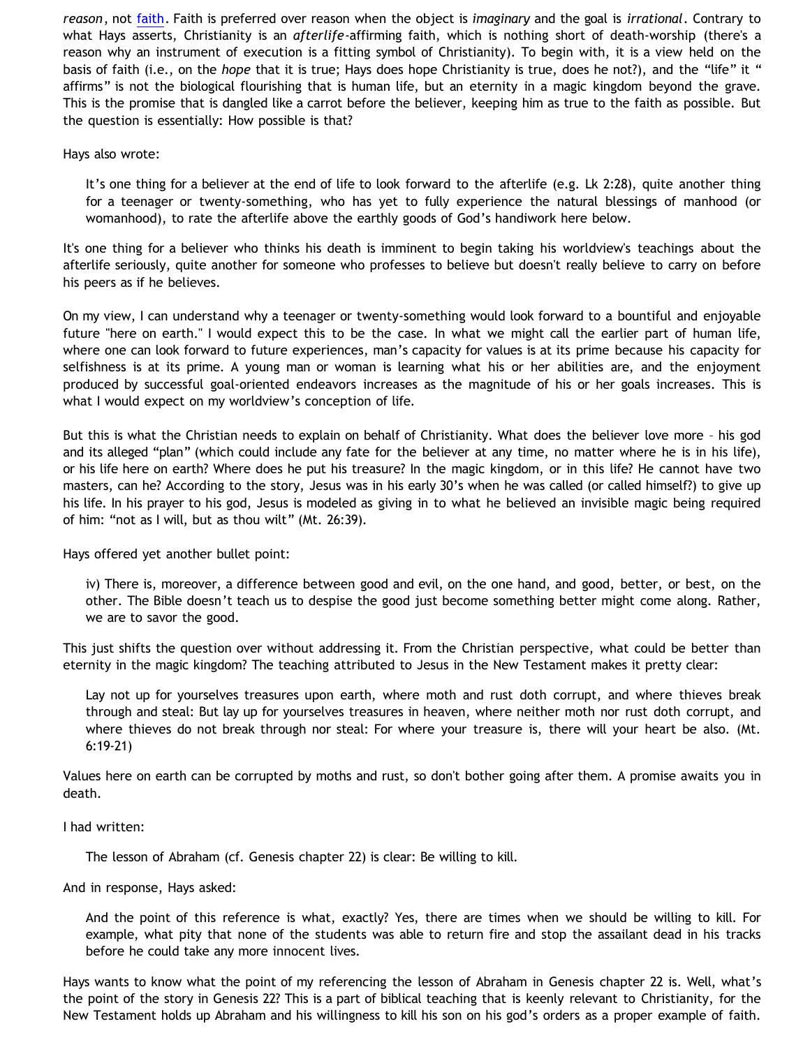*reason*, not faith. Faith is preferred over reason when the object is *imaginary* and the goal is *irrational*. Contrary to what Hays asserts, Christianity is an *afterlife*-affirming faith, which is nothing short of death-worship (there's a reason why an instrument of execution is a fitting symbol of Christianity). To begin with, it is a view held on the basis of faith (i.e., on the *hope* that it is true; Hays does hope Christianity is true, does he not?), and the "life" it " affirms" is not the biological flourishing that is human life, but an eternity in a magic kingdom beyond the grave. This is the promise that is dangled like a carrot before the believer, keeping him as true to the faith as possible. But the question is essentially: How possible is that?

Hays also wrote:

> It's one thing for a believer at the end of life to look forward to the afterlife (e.g. Lk 2:28), quite another thing for a teenager or twenty-something, who has yet to fully experience the natural blessings of manhood (or womanhood), to rate the afterlife above the earthly goods of God's handiwork here below.

It's one thing for a believer who thinks his death is imminent to begin taking his worldview's teachings about the afterlife seriously, quite another for someone who professes to believe but doesn't really believe to carry on before his peers as if he believes.

On my view, I can understand why a teenager or twenty-something would look forward to a bountiful and enjoyable future "here on earth." I would expect this to be the case. In what we might call the earlier part of human life, where one can look forward to future experiences, man's capacity for values is at its prime because his capacity for selfishness is at its prime. A young man or woman is learning what his or her abilities are, and the enjoyment produced by successful goal-oriented endeavors increases as the magnitude of his or her goals increases. This is what I would expect on my worldview's conception of life.

But this is what the Christian needs to explain on behalf of Christianity. What does the believer love more – his god and its alleged "plan" (which could include any fate for the believer at any time, no matter where he is in his life), or his life here on earth? Where does he put his treasure? In the magic kingdom, or in this life? He cannot have two masters, can he? According to the story, Jesus was in his early 30's when he was called (or called himself?) to give up his life. In his prayer to his god, Jesus is modeled as giving in to what he believed an invisible magic being required of him: "not as I will, but as thou wilt" (Mt. 26:39).

Hays offered yet another bullet point:

> iv) There is, moreover, a difference between good and evil, on the one hand, and good, better, or best, on the other. The Bible doesn't teach us to despise the good just become something better might come along. Rather, we are to savor the good.

This just shifts the question over without addressing it. From the Christian perspective, what could be better than eternity in the magic kingdom? The teaching attributed to Jesus in the New Testament makes it pretty clear:

> Lay not up for yourselves treasures upon earth, where moth and rust doth corrupt, and where thieves break through and steal: But lay up for yourselves treasures in heaven, where neither moth nor rust doth corrupt, and where thieves do not break through nor steal: For where your treasure is, there will your heart be also. (Mt. 6:19-21)

Values here on earth can be corrupted by moths and rust, so don't bother going after them. A promise awaits you in death.

I had written:

> The lesson of Abraham (cf. Genesis chapter 22) is clear: Be willing to kill.

And in response, Hays asked:

> And the point of this reference is what, exactly? Yes, there are times when we should be willing to kill. For example, what pity that none of the students was able to return fire and stop the assailant dead in his tracks before he could take any more innocent lives.

Hays wants to know what the point of my referencing the lesson of Abraham in Genesis chapter 22 is. Well, what's the point of the story in Genesis 22? This is a part of biblical teaching that is keenly relevant to Christianity, for the New Testament holds up Abraham and his willingness to kill his son on his god's orders as a proper example of faith.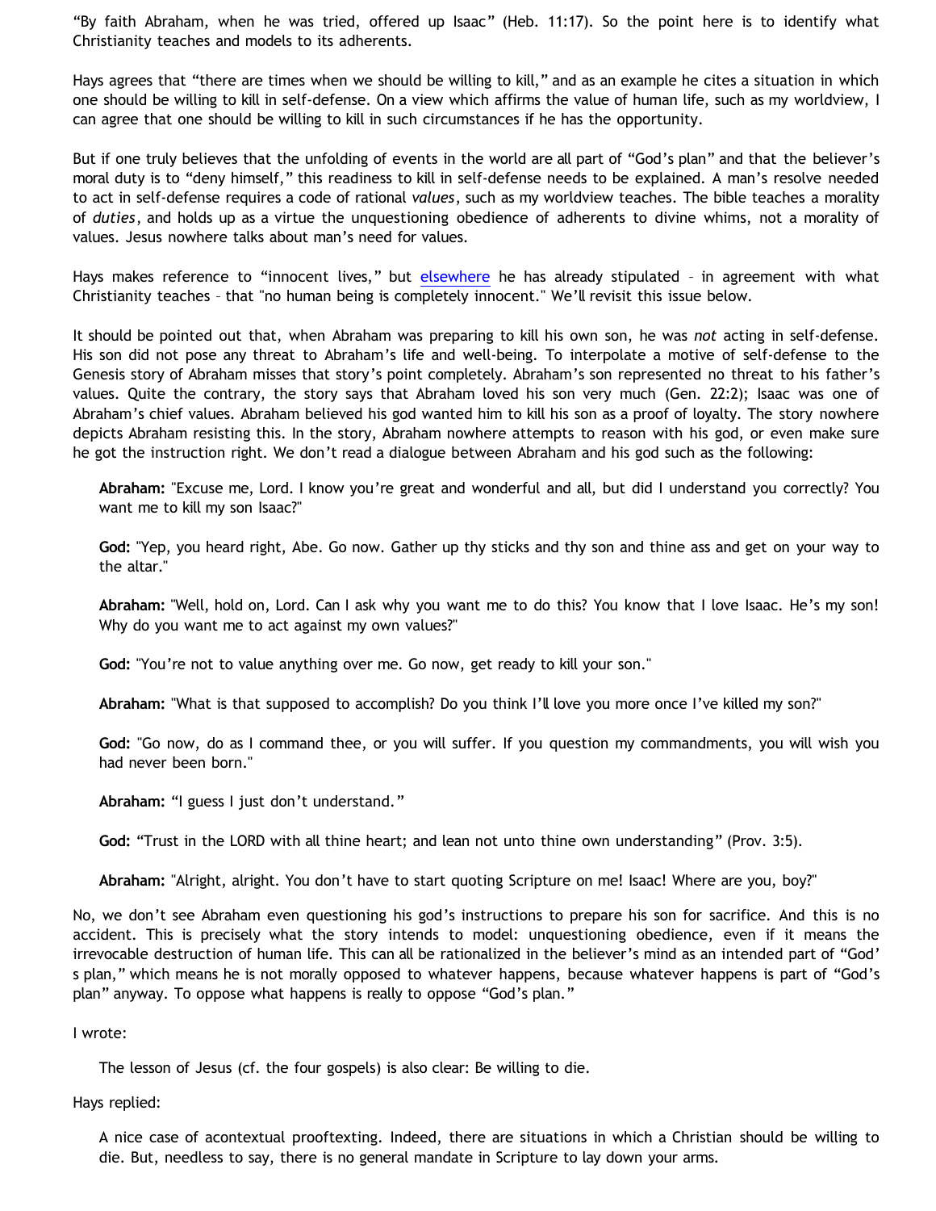"By faith Abraham, when he was tried, offered up Isaac" (Heb. 11:17). So the point here is to identify what Christianity teaches and models to its adherents.

Hays agrees that "there are times when we should be willing to kill," and as an example he cites a situation in which one should be willing to kill in self-defense. On a view which affirms the value of human life, such as my worldview, I can agree that one should be willing to kill in such circumstances if he has the opportunity.

But if one truly believes that the unfolding of events in the world are all part of "God's plan" and that the believer's moral duty is to "deny himself," this readiness to kill in self-defense needs to be explained. A man's resolve needed to act in self-defense requires a code of rational *values*, such as my worldview teaches. The bible teaches a morality of *duties*, and holds up as a virtue the unquestioning obedience of adherents to divine whims, not a morality of values. Jesus nowhere talks about man's need for values.

Hays makes reference to "innocent lives," but elsewhere he has already stipulated – in agreement with what Christianity teaches – that "no human being is completely innocent." We'll revisit this issue below.

It should be pointed out that, when Abraham was preparing to kill his own son, he was *not* acting in self-defense. His son did not pose any threat to Abraham's life and well-being. To interpolate a motive of self-defense to the Genesis story of Abraham misses that story's point completely. Abraham's son represented no threat to his father's values. Quite the contrary, the story says that Abraham loved his son very much (Gen. 22:2); Isaac was one of Abraham's chief values. Abraham believed his god wanted him to kill his son as a proof of loyalty. The story nowhere depicts Abraham resisting this. In the story, Abraham nowhere attempts to reason with his god, or even make sure he got the instruction right. We don't read a dialogue between Abraham and his god such as the following:

> **Abraham:** "Excuse me, Lord. I know you're great and wonderful and all, but did I understand you correctly? You want me to kill my son Isaac?"
>
> **God:** "Yep, you heard right, Abe. Go now. Gather up thy sticks and thy son and thine ass and get on your way to the altar."
>
> **Abraham:** "Well, hold on, Lord. Can I ask why you want me to do this? You know that I love Isaac. He's my son! Why do you want me to act against my own values?"
>
> **God:** "You're not to value anything over me. Go now, get ready to kill your son."
>
> **Abraham:** "What is that supposed to accomplish? Do you think I'll love you more once I've killed my son?"
>
> **God:** "Go now, do as I command thee, or you will suffer. If you question my commandments, you will wish you had never been born."
>
> **Abraham:** "I guess I just don't understand."
>
> **God:** "Trust in the LORD with all thine heart; and lean not unto thine own understanding" (Prov. 3:5).
>
> **Abraham:** "Alright, alright. You don't have to start quoting Scripture on me! Isaac! Where are you, boy?"

No, we don't see Abraham even questioning his god's instructions to prepare his son for sacrifice. And this is no accident. This is precisely what the story intends to model: unquestioning obedience, even if it means the irrevocable destruction of human life. This can all be rationalized in the believer's mind as an intended part of "God's plan," which means he is not morally opposed to whatever happens, because whatever happens is part of "God's plan" anyway. To oppose what happens is really to oppose "God's plan."

I wrote:

> The lesson of Jesus (cf. the four gospels) is also clear: Be willing to die.

Hays replied:

> A nice case of acontextual prooftexting. Indeed, there are situations in which a Christian should be willing to die. But, needless to say, there is no general mandate in Scripture to lay down your arms.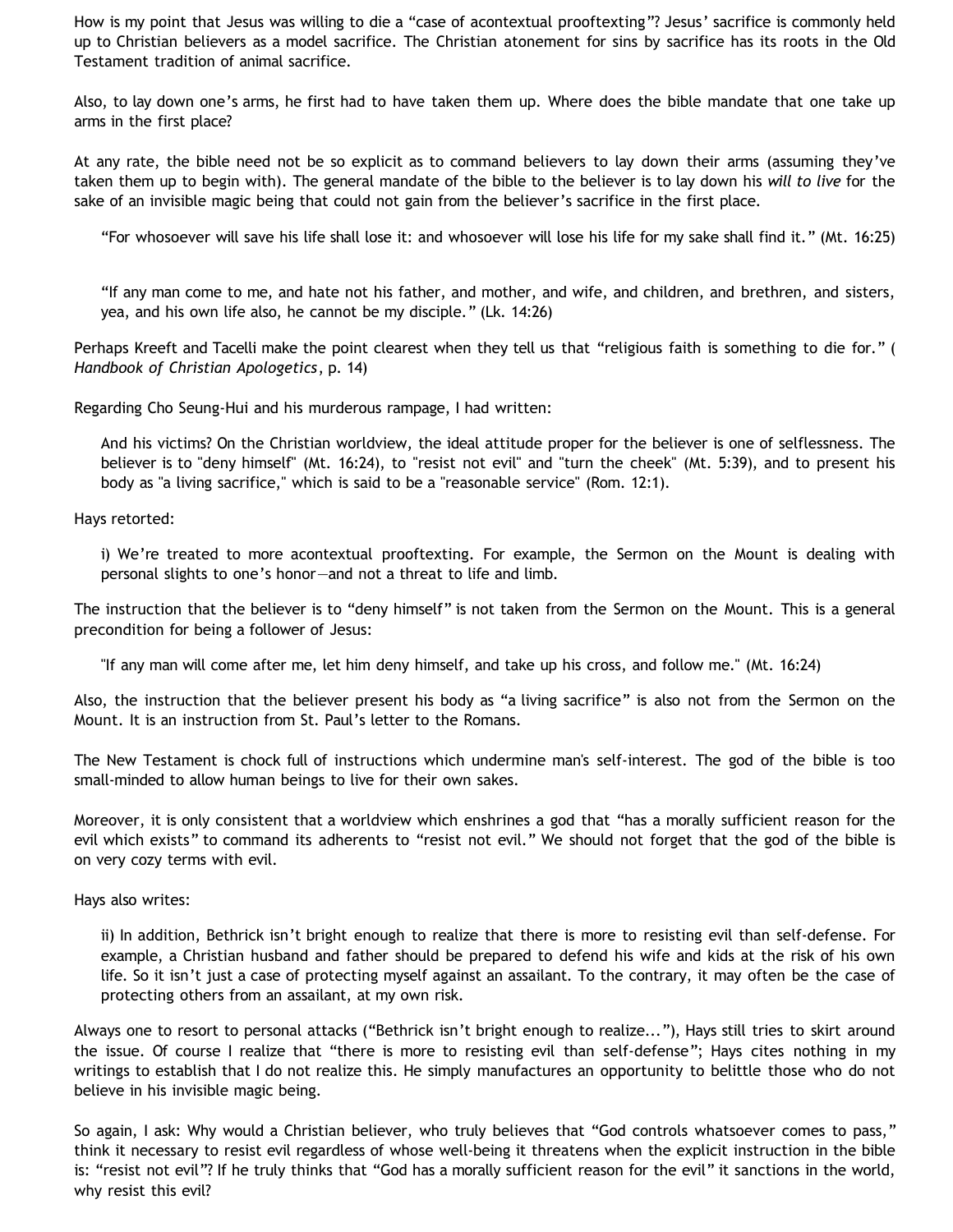How is my point that Jesus was willing to die a "case of acontextual prooftexting"? Jesus' sacrifice is commonly held up to Christian believers as a model sacrifice. The Christian atonement for sins by sacrifice has its roots in the Old Testament tradition of animal sacrifice.

Also, to lay down one's arms, he first had to have taken them up. Where does the bible mandate that one take up arms in the first place?

At any rate, the bible need not be so explicit as to command believers to lay down their arms (assuming they've taken them up to begin with). The general mandate of the bible to the believer is to lay down his *will to live* for the sake of an invisible magic being that could not gain from the believer's sacrifice in the first place.

> "For whosoever will save his life shall lose it: and whosoever will lose his life for my sake shall find it." (Mt. 16:25)

> "If any man come to me, and hate not his father, and mother, and wife, and children, and brethren, and sisters, yea, and his own life also, he cannot be my disciple." (Lk. 14:26)

Perhaps Kreeft and Tacelli make the point clearest when they tell us that "religious faith is something to die for." (*Handbook of Christian Apologetics*, p. 14)

Regarding Cho Seung-Hui and his murderous rampage, I had written:

> And his victims? On the Christian worldview, the ideal attitude proper for the believer is one of selflessness. The believer is to "deny himself" (Mt. 16:24), to "resist not evil" and "turn the cheek" (Mt. 5:39), and to present his body as "a living sacrifice," which is said to be a "reasonable service" (Rom. 12:1).

Hays retorted:

> i) We're treated to more acontextual prooftexting. For example, the Sermon on the Mount is dealing with personal slights to one's honor—and not a threat to life and limb.

The instruction that the believer is to "deny himself" is not taken from the Sermon on the Mount. This is a general precondition for being a follower of Jesus:

> "If any man will come after me, let him deny himself, and take up his cross, and follow me." (Mt. 16:24)

Also, the instruction that the believer present his body as "a living sacrifice" is also not from the Sermon on the Mount. It is an instruction from St. Paul's letter to the Romans.

The New Testament is chock full of instructions which undermine man's self-interest. The god of the bible is too small-minded to allow human beings to live for their own sakes.

Moreover, it is only consistent that a worldview which enshrines a god that "has a morally sufficient reason for the evil which exists" to command its adherents to "resist not evil." We should not forget that the god of the bible is on very cozy terms with evil.

Hays also writes:

> ii) In addition, Bethrick isn't bright enough to realize that there is more to resisting evil than self-defense. For example, a Christian husband and father should be prepared to defend his wife and kids at the risk of his own life. So it isn't just a case of protecting myself against an assailant. To the contrary, it may often be the case of protecting others from an assailant, at my own risk.

Always one to resort to personal attacks ("Bethrick isn't bright enough to realize..."), Hays still tries to skirt around the issue. Of course I realize that "there is more to resisting evil than self-defense"; Hays cites nothing in my writings to establish that I do not realize this. He simply manufactures an opportunity to belittle those who do not believe in his invisible magic being.

So again, I ask: Why would a Christian believer, who truly believes that "God controls whatsoever comes to pass," think it necessary to resist evil regardless of whose well-being it threatens when the explicit instruction in the bible is: "resist not evil"? If he truly thinks that "God has a morally sufficient reason for the evil" it sanctions in the world, why resist this evil?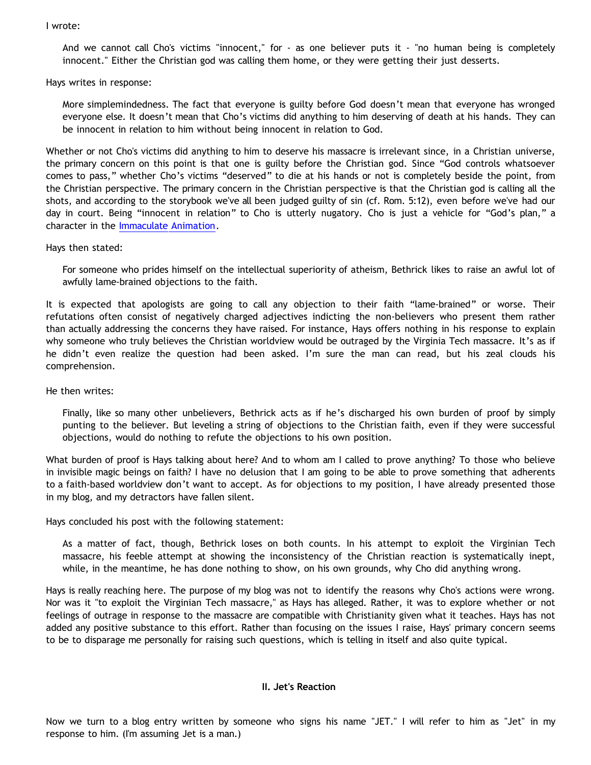I wrote:

> And we cannot call Cho's victims "innocent," for - as one believer puts it - "no human being is completely innocent." Either the Christian god was calling them home, or they were getting their just desserts.

Hays writes in response:

> More simplemindedness. The fact that everyone is guilty before God doesn't mean that everyone has wronged everyone else. It doesn't mean that Cho's victims did anything to him deserving of death at his hands. They can be innocent in relation to him without being innocent in relation to God.

Whether or not Cho's victims did anything to him to deserve his massacre is irrelevant since, in a Christian universe, the primary concern on this point is that one is guilty before the Christian god. Since "God controls whatsoever comes to pass," whether Cho's victims "deserved" to die at his hands or not is completely beside the point, from the Christian perspective. The primary concern in the Christian perspective is that the Christian god is calling all the shots, and according to the storybook we've all been judged guilty of sin (cf. Rom. 5:12), even before we've had our day in court. Being "innocent in relation" to Cho is utterly nugatory. Cho is just a vehicle for "God's plan," a character in the Immaculate Animation.

Hays then stated:

> For someone who prides himself on the intellectual superiority of atheism, Bethrick likes to raise an awful lot of awfully lame-brained objections to the faith.

It is expected that apologists are going to call any objection to their faith "lame-brained" or worse. Their refutations often consist of negatively charged adjectives indicting the non-believers who present them rather than actually addressing the concerns they have raised. For instance, Hays offers nothing in his response to explain why someone who truly believes the Christian worldview would be outraged by the Virginia Tech massacre. It's as if he didn't even realize the question had been asked. I'm sure the man can read, but his zeal clouds his comprehension.

He then writes:

> Finally, like so many other unbelievers, Bethrick acts as if he's discharged his own burden of proof by simply punting to the believer. But leveling a string of objections to the Christian faith, even if they were successful objections, would do nothing to refute the objections to his own position.

What burden of proof is Hays talking about here? And to whom am I called to prove anything? To those who believe in invisible magic beings on faith? I have no delusion that I am going to be able to prove something that adherents to a faith-based worldview don't want to accept. As for objections to my position, I have already presented those in my blog, and my detractors have fallen silent.

Hays concluded his post with the following statement:

> As a matter of fact, though, Bethrick loses on both counts. In his attempt to exploit the Virginian Tech massacre, his feeble attempt at showing the inconsistency of the Christian reaction is systematically inept, while, in the meantime, he has done nothing to show, on his own grounds, why Cho did anything wrong.

Hays is really reaching here. The purpose of my blog was not to identify the reasons why Cho's actions were wrong. Nor was it "to exploit the Virginian Tech massacre," as Hays has alleged. Rather, it was to explore whether or not feelings of outrage in response to the massacre are compatible with Christianity given what it teaches. Hays has not added any positive substance to this effort. Rather than focusing on the issues I raise, Hays' primary concern seems to be to disparage me personally for raising such questions, which is telling in itself and also quite typical.

## II. Jet's Reaction

Now we turn to a blog entry written by someone who signs his name "JET." I will refer to him as "Jet" in my response to him. (I'm assuming Jet is a man.)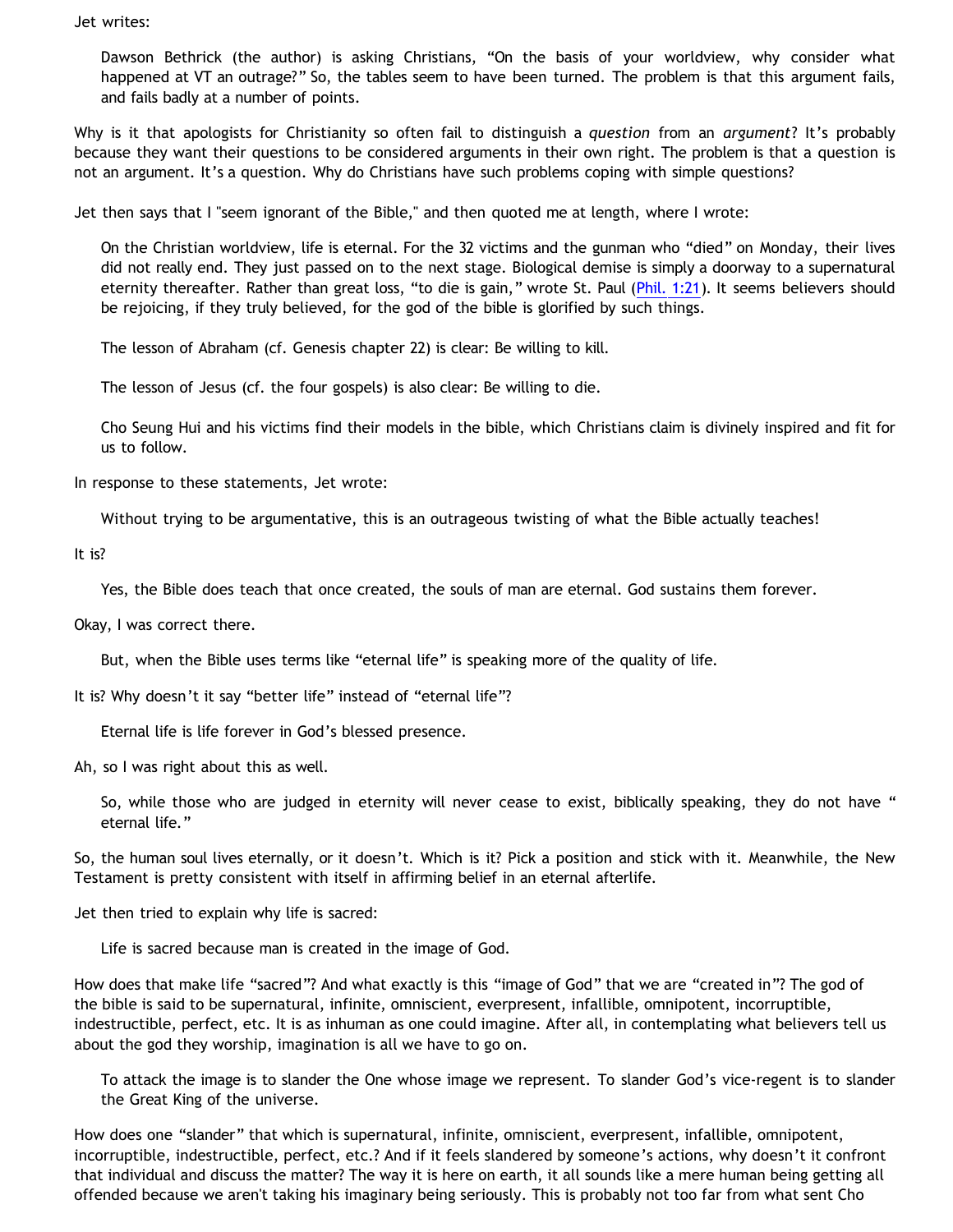Jet writes:

> Dawson Bethrick (the author) is asking Christians, "On the basis of your worldview, why consider what happened at VT an outrage?" So, the tables seem to have been turned. The problem is that this argument fails, and fails badly at a number of points.

Why is it that apologists for Christianity so often fail to distinguish a *question* from an *argument*? It's probably because they want their questions to be considered arguments in their own right. The problem is that a question is not an argument. It's a question. Why do Christians have such problems coping with simple questions?

Jet then says that I "seem ignorant of the Bible," and then quoted me at length, where I wrote:

> On the Christian worldview, life is eternal. For the 32 victims and the gunman who "died" on Monday, their lives did not really end. They just passed on to the next stage. Biological demise is simply a doorway to a supernatural eternity thereafter. Rather than great loss, "to die is gain," wrote St. Paul (Phil. 1:21). It seems believers should be rejoicing, if they truly believed, for the god of the bible is glorified by such things.
>
> The lesson of Abraham (cf. Genesis chapter 22) is clear: Be willing to kill.
>
> The lesson of Jesus (cf. the four gospels) is also clear: Be willing to die.
>
> Cho Seung Hui and his victims find their models in the bible, which Christians claim is divinely inspired and fit for us to follow.

In response to these statements, Jet wrote:

> Without trying to be argumentative, this is an outrageous twisting of what the Bible actually teaches!

It is?

> Yes, the Bible does teach that once created, the souls of man are eternal. God sustains them forever.

Okay, I was correct there.

> But, when the Bible uses terms like "eternal life" is speaking more of the quality of life.

It is? Why doesn't it say "better life" instead of "eternal life"?

> Eternal life is life forever in God's blessed presence.

Ah, so I was right about this as well.

> So, while those who are judged in eternity will never cease to exist, biblically speaking, they do not have " eternal life."

So, the human soul lives eternally, or it doesn't. Which is it? Pick a position and stick with it. Meanwhile, the New Testament is pretty consistent with itself in affirming belief in an eternal afterlife.

Jet then tried to explain why life is sacred:

> Life is sacred because man is created in the image of God.

How does that make life "sacred"? And what exactly is this "image of God" that we are "created in"? The god of the bible is said to be supernatural, infinite, omniscient, everpresent, infallible, omnipotent, incorruptible, indestructible, perfect, etc. It is as inhuman as one could imagine. After all, in contemplating what believers tell us about the god they worship, imagination is all we have to go on.

> To attack the image is to slander the One whose image we represent. To slander God's vice-regent is to slander the Great King of the universe.

How does one "slander" that which is supernatural, infinite, omniscient, everpresent, infallible, omnipotent, incorruptible, indestructible, perfect, etc.? And if it feels slandered by someone's actions, why doesn't it confront that individual and discuss the matter? The way it is here on earth, it all sounds like a mere human being getting all offended because we aren't taking his imaginary being seriously. This is probably not too far from what sent Cho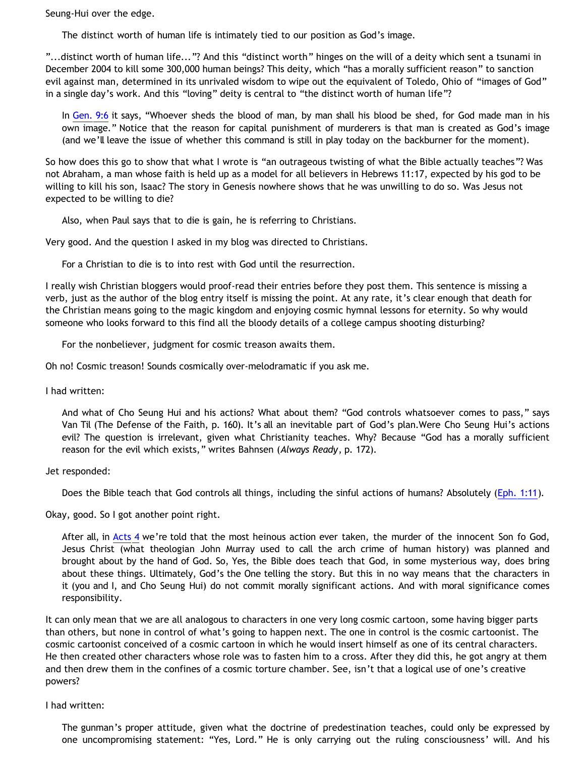Seung-Hui over the edge.

> The distinct worth of human life is intimately tied to our position as God's image.

"...distinct worth of human life..."? And this "distinct worth" hinges on the will of a deity which sent a tsunami in December 2004 to kill some 300,000 human beings? This deity, which "has a morally sufficient reason" to sanction evil against man, determined in its unrivaled wisdom to wipe out the equivalent of Toledo, Ohio of "images of God" in a single day's work. And this "loving" deity is central to "the distinct worth of human life"?

> In Gen. 9:6 it says, "Whoever sheds the blood of man, by man shall his blood be shed, for God made man in his own image." Notice that the reason for capital punishment of murderers is that man is created as God's image (and we'll leave the issue of whether this command is still in play today on the backburner for the moment).

So how does this go to show that what I wrote is "an outrageous twisting of what the Bible actually teaches"? Was not Abraham, a man whose faith is held up as a model for all believers in Hebrews 11:17, expected by his god to be willing to kill his son, Isaac? The story in Genesis nowhere shows that he was unwilling to do so. Was Jesus not expected to be willing to die?

> Also, when Paul says that to die is gain, he is referring to Christians.

Very good. And the question I asked in my blog was directed to Christians.

> For a Christian to die is to into rest with God until the resurrection.

I really wish Christian bloggers would proof-read their entries before they post them. This sentence is missing a verb, just as the author of the blog entry itself is missing the point. At any rate, it's clear enough that death for the Christian means going to the magic kingdom and enjoying cosmic hymnal lessons for eternity. So why would someone who looks forward to this find all the bloody details of a college campus shooting disturbing?

> For the nonbeliever, judgment for cosmic treason awaits them.

Oh no! Cosmic treason! Sounds cosmically over-melodramatic if you ask me.

I had written:

> And what of Cho Seung Hui and his actions? What about them? "God controls whatsoever comes to pass," says Van Til (The Defense of the Faith, p. 160). It's all an inevitable part of God's plan.Were Cho Seung Hui's actions evil? The question is irrelevant, given what Christianity teaches. Why? Because "God has a morally sufficient reason for the evil which exists," writes Bahnsen (*Always Ready*, p. 172).

Jet responded:

> Does the Bible teach that God controls all things, including the sinful actions of humans? Absolutely (Eph. 1:11).

Okay, good. So I got another point right.

> After all, in Acts 4 we're told that the most heinous action ever taken, the murder of the innocent Son fo God, Jesus Christ (what theologian John Murray used to call the arch crime of human history) was planned and brought about by the hand of God. So, Yes, the Bible does teach that God, in some mysterious way, does bring about these things. Ultimately, God's the One telling the story. But this in no way means that the characters in it (you and I, and Cho Seung Hui) do not commit morally significant actions. And with moral significance comes responsibility.

It can only mean that we are all analogous to characters in one very long cosmic cartoon, some having bigger parts than others, but none in control of what's going to happen next. The one in control is the cosmic cartoonist. The cosmic cartoonist conceived of a cosmic cartoon in which he would insert himself as one of its central characters. He then created other characters whose role was to fasten him to a cross. After they did this, he got angry at them and then drew them in the confines of a cosmic torture chamber. See, isn't that a logical use of one's creative powers?

I had written:

> The gunman's proper attitude, given what the doctrine of predestination teaches, could only be expressed by one uncompromising statement: "Yes, Lord." He is only carrying out the ruling consciousness' will. And his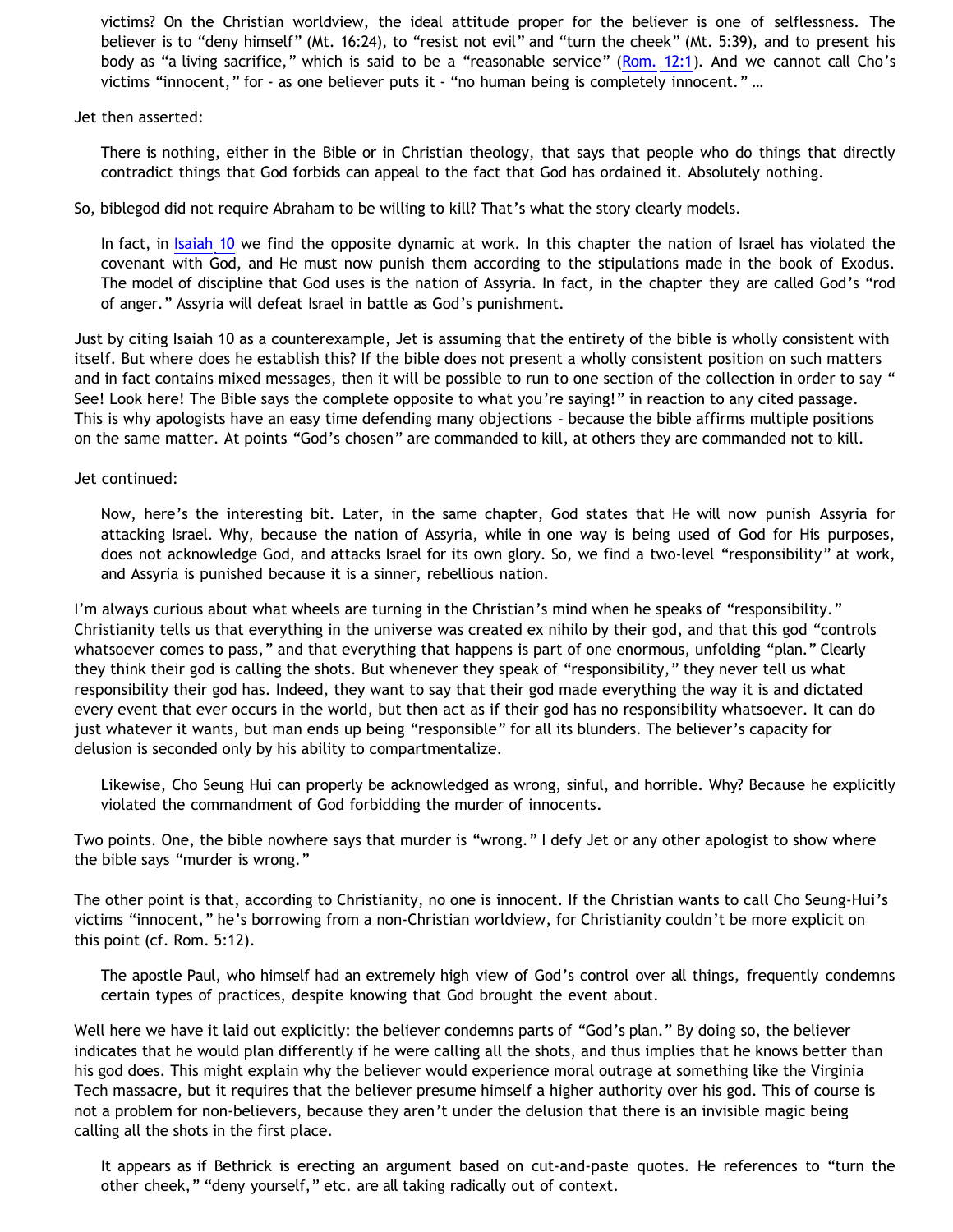> victims? On the Christian worldview, the ideal attitude proper for the believer is one of selflessness. The believer is to "deny himself" (Mt. 16:24), to "resist not evil" and "turn the cheek" (Mt. 5:39), and to present his body as "a living sacrifice," which is said to be a "reasonable service" (Rom. 12:1). And we cannot call Cho's victims "innocent," for - as one believer puts it - "no human being is completely innocent." …

Jet then asserted:

> There is nothing, either in the Bible or in Christian theology, that says that people who do things that directly contradict things that God forbids can appeal to the fact that God has ordained it. Absolutely nothing.

So, biblegod did not require Abraham to be willing to kill? That's what the story clearly models.

> In fact, in Isaiah 10 we find the opposite dynamic at work. In this chapter the nation of Israel has violated the covenant with God, and He must now punish them according to the stipulations made in the book of Exodus. The model of discipline that God uses is the nation of Assyria. In fact, in the chapter they are called God's "rod of anger." Assyria will defeat Israel in battle as God's punishment.

Just by citing Isaiah 10 as a counterexample, Jet is assuming that the entirety of the bible is wholly consistent with itself. But where does he establish this? If the bible does not present a wholly consistent position on such matters and in fact contains mixed messages, then it will be possible to run to one section of the collection in order to say " See! Look here! The Bible says the complete opposite to what you're saying!" in reaction to any cited passage. This is why apologists have an easy time defending many objections – because the bible affirms multiple positions on the same matter. At points "God's chosen" are commanded to kill, at others they are commanded not to kill.

Jet continued:

> Now, here's the interesting bit. Later, in the same chapter, God states that He will now punish Assyria for attacking Israel. Why, because the nation of Assyria, while in one way is being used of God for His purposes, does not acknowledge God, and attacks Israel for its own glory. So, we find a two-level "responsibility" at work, and Assyria is punished because it is a sinner, rebellious nation.

I'm always curious about what wheels are turning in the Christian's mind when he speaks of "responsibility." Christianity tells us that everything in the universe was created ex nihilo by their god, and that this god "controls whatsoever comes to pass," and that everything that happens is part of one enormous, unfolding "plan." Clearly they think their god is calling the shots. But whenever they speak of "responsibility," they never tell us what responsibility their god has. Indeed, they want to say that their god made everything the way it is and dictated every event that ever occurs in the world, but then act as if their god has no responsibility whatsoever. It can do just whatever it wants, but man ends up being "responsible" for all its blunders. The believer's capacity for delusion is seconded only by his ability to compartmentalize.

> Likewise, Cho Seung Hui can properly be acknowledged as wrong, sinful, and horrible. Why? Because he explicitly violated the commandment of God forbidding the murder of innocents.

Two points. One, the bible nowhere says that murder is "wrong." I defy Jet or any other apologist to show where the bible says "murder is wrong."

The other point is that, according to Christianity, no one is innocent. If the Christian wants to call Cho Seung-Hui's victims "innocent," he's borrowing from a non-Christian worldview, for Christianity couldn't be more explicit on this point (cf. Rom. 5:12).

> The apostle Paul, who himself had an extremely high view of God's control over all things, frequently condemns certain types of practices, despite knowing that God brought the event about.

Well here we have it laid out explicitly: the believer condemns parts of "God's plan." By doing so, the believer indicates that he would plan differently if he were calling all the shots, and thus implies that he knows better than his god does. This might explain why the believer would experience moral outrage at something like the Virginia Tech massacre, but it requires that the believer presume himself a higher authority over his god. This of course is not a problem for non-believers, because they aren't under the delusion that there is an invisible magic being calling all the shots in the first place.

> It appears as if Bethrick is erecting an argument based on cut-and-paste quotes. He references to "turn the other cheek," "deny yourself," etc. are all taking radically out of context.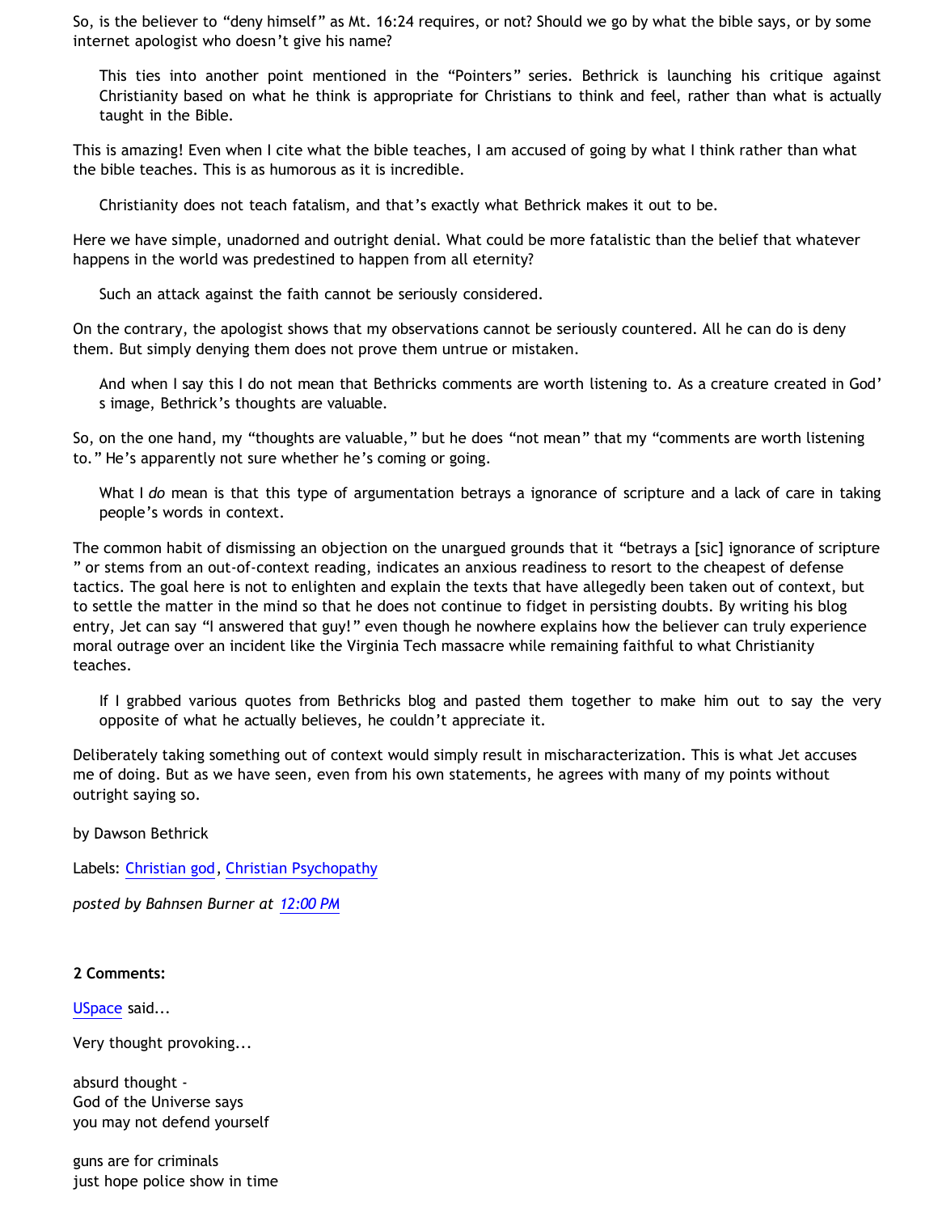So, is the believer to "deny himself" as Mt. 16:24 requires, or not? Should we go by what the bible says, or by some internet apologist who doesn't give his name?

> This ties into another point mentioned in the "Pointers" series. Bethrick is launching his critique against Christianity based on what he think is appropriate for Christians to think and feel, rather than what is actually taught in the Bible.

This is amazing! Even when I cite what the bible teaches, I am accused of going by what I think rather than what the bible teaches. This is as humorous as it is incredible.

> Christianity does not teach fatalism, and that's exactly what Bethrick makes it out to be.

Here we have simple, unadorned and outright denial. What could be more fatalistic than the belief that whatever happens in the world was predestined to happen from all eternity?

> Such an attack against the faith cannot be seriously considered.

On the contrary, the apologist shows that my observations cannot be seriously countered. All he can do is deny them. But simply denying them does not prove them untrue or mistaken.

> And when I say this I do not mean that Bethricks comments are worth listening to. As a creature created in God's image, Bethrick's thoughts are valuable.

So, on the one hand, my "thoughts are valuable," but he does "not mean" that my "comments are worth listening to." He's apparently not sure whether he's coming or going.

> What I *do* mean is that this type of argumentation betrays a ignorance of scripture and a lack of care in taking people's words in context.

The common habit of dismissing an objection on the unargued grounds that it "betrays a [sic] ignorance of scripture" or stems from an out-of-context reading, indicates an anxious readiness to resort to the cheapest of defense tactics. The goal here is not to enlighten and explain the texts that have allegedly been taken out of context, but to settle the matter in the mind so that he does not continue to fidget in persisting doubts. By writing his blog entry, Jet can say "I answered that guy!" even though he nowhere explains how the believer can truly experience moral outrage over an incident like the Virginia Tech massacre while remaining faithful to what Christianity teaches.

> If I grabbed various quotes from Bethricks blog and pasted them together to make him out to say the very opposite of what he actually believes, he couldn't appreciate it.

Deliberately taking something out of context would simply result in mischaracterization. This is what Jet accuses me of doing. But as we have seen, even from his own statements, he agrees with many of my points without outright saying so.

by Dawson Bethrick

Labels: Christian god, Christian Psychopathy

*posted by Bahnsen Burner at 12:00 PM*

**2 Comments:**

USpace said...

Very thought provoking...

absurd thought -
God of the Universe says
you may not defend yourself

guns are for criminals
just hope police show in time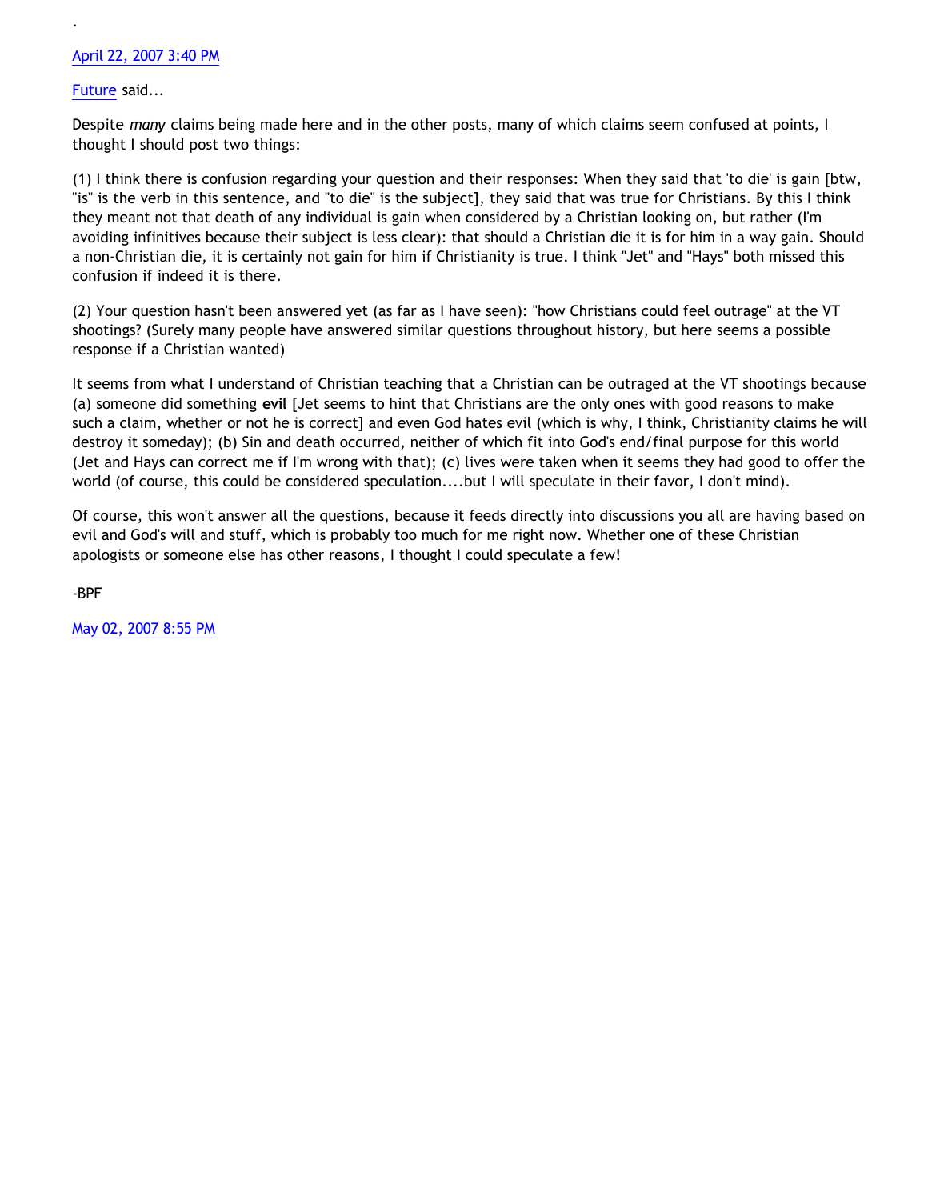.

April 22, 2007 3:40 PM

Future said...

Despite *many* claims being made here and in the other posts, many of which claims seem confused at points, I thought I should post two things:

(1) I think there is confusion regarding your question and their responses: When they said that 'to die' is gain [btw, "is" is the verb in this sentence, and "to die" is the subject], they said that was true for Christians. By this I think they meant not that death of any individual is gain when considered by a Christian looking on, but rather (I'm avoiding infinitives because their subject is less clear): that should a Christian die it is for him in a way gain. Should a non-Christian die, it is certainly not gain for him if Christianity is true. I think "Jet" and "Hays" both missed this confusion if indeed it is there.

(2) Your question hasn't been answered yet (as far as I have seen): "how Christians could feel outrage" at the VT shootings? (Surely many people have answered similar questions throughout history, but here seems a possible response if a Christian wanted)

It seems from what I understand of Christian teaching that a Christian can be outraged at the VT shootings because (a) someone did something **evil** [Jet seems to hint that Christians are the only ones with good reasons to make such a claim, whether or not he is correct] and even God hates evil (which is why, I think, Christianity claims he will destroy it someday); (b) Sin and death occurred, neither of which fit into God's end/final purpose for this world (Jet and Hays can correct me if I'm wrong with that); (c) lives were taken when it seems they had good to offer the world (of course, this could be considered speculation....but I will speculate in their favor, I don't mind).

Of course, this won't answer all the questions, because it feeds directly into discussions you all are having based on evil and God's will and stuff, which is probably too much for me right now. Whether one of these Christian apologists or someone else has other reasons, I thought I could speculate a few!

-BPF

May 02, 2007 8:55 PM